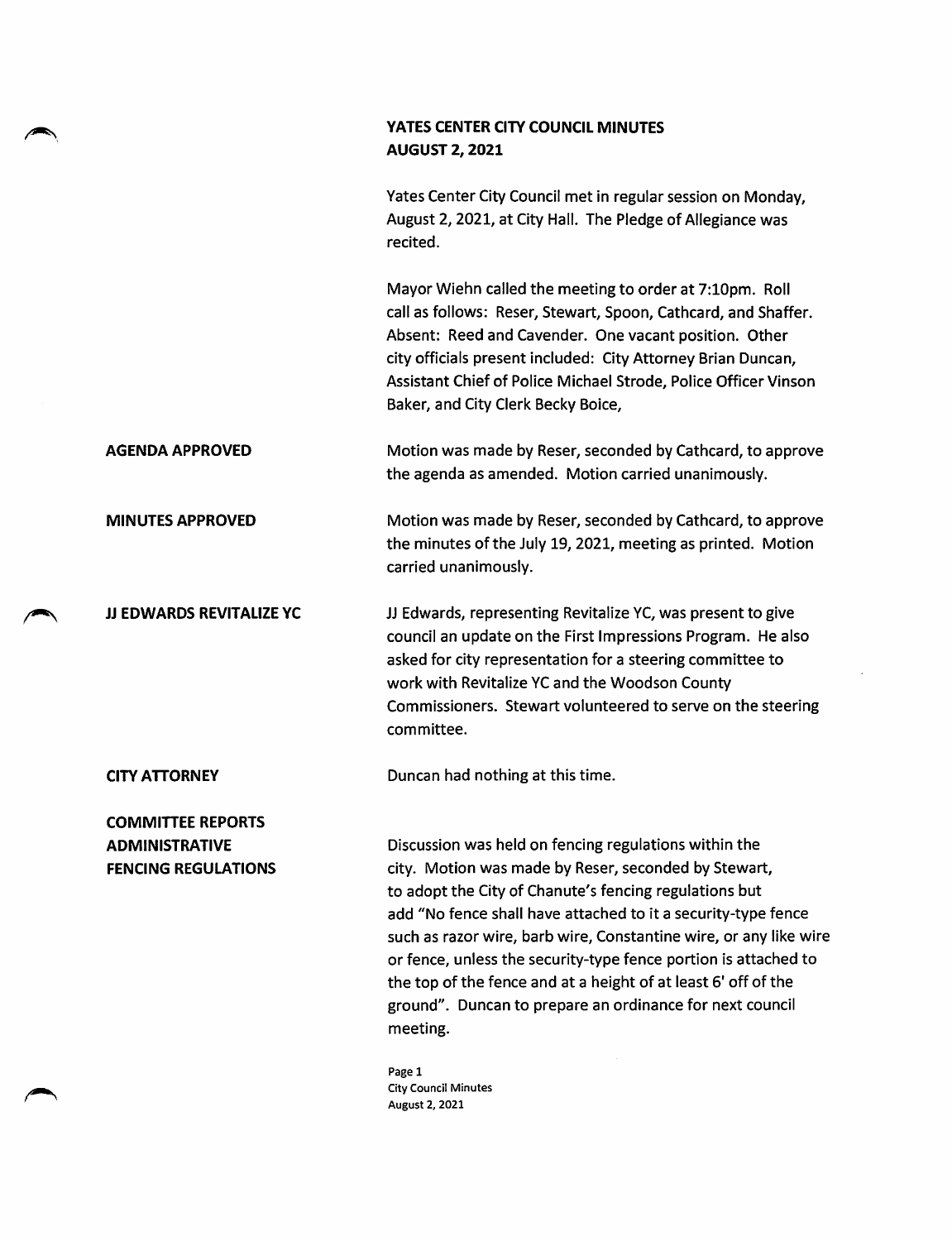# YATES CENTER CITY COUNCIL MINUTES
## AUGUST 2, 2021

Yates Center City Council met in regular session on Monday, August 2, 2021, at City Hall. The Pledge of Allegiance was recited.

Mayor Wiehn called the meeting to order at 7:10pm. Roll call as follows: Reser, Stewart, Spoon, Cathcard, and Shaffer. Absent: Reed and Cavender. One vacant position. Other city officials present included: City Attorney Brian Duncan, Assistant Chief of Police Michael Strode, Police Officer Vinson Baker, and City Clerk Becky Boice,

**AGENDA APPROVED**

Motion was made by Reser, seconded by Cathcard, to approve the agenda as amended. Motion carried unanimously.

**MINUTES APPROVED**

Motion was made by Reser, seconded by Cathcard, to approve the minutes of the July 19, 2021, meeting as printed. Motion carried unanimously.

**JJ EDWARDS REVITALIZE YC**

JJ Edwards, representing Revitalize YC, was present to give council an update on the First Impressions Program. He also asked for city representation for a steering committee to work with Revitalize YC and the Woodson County Commissioners. Stewart volunteered to serve on the steering committee.

**CITY ATTORNEY**

Duncan had nothing at this time.

**COMMITTEE REPORTS**
**ADMINISTRATIVE**
**FENCING REGULATIONS**

Discussion was held on fencing regulations within the city. Motion was made by Reser, seconded by Stewart, to adopt the City of Chanute's fencing regulations but add "No fence shall have attached to it a security-type fence such as razor wire, barb wire, Constantine wire, or any like wire or fence, unless the security-type fence portion is attached to the top of the fence and at a height of at least 6' off of the ground". Duncan to prepare an ordinance for next council meeting.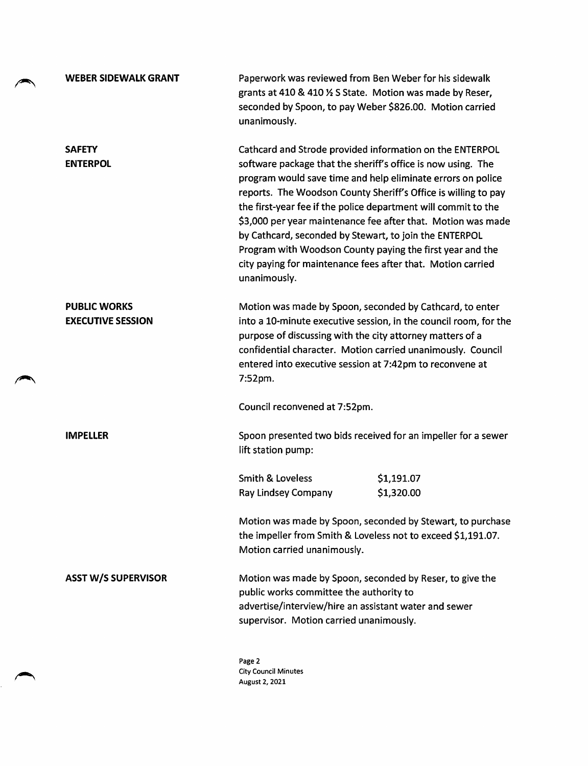**WEBER SIDEWALK GRANT**

Paperwork was reviewed from Ben Weber for his sidewalk grants at 410 & 410 ½ S State. Motion was made by Reser, seconded by Spoon, to pay Weber $826.00. Motion carried unanimously.

**SAFETY**
**ENTERPOL**

Cathcard and Strode provided information on the ENTERPOL software package that the sheriff's office is now using. The program would save time and help eliminate errors on police reports. The Woodson County Sheriff's Office is willing to pay the first-year fee if the police department will commit to the $3,000 per year maintenance fee after that. Motion was made by Cathcard, seconded by Stewart, to join the ENTERPOL Program with Woodson County paying the first year and the city paying for maintenance fees after that. Motion carried unanimously.

**PUBLIC WORKS**
**EXECUTIVE SESSION**

Motion was made by Spoon, seconded by Cathcard, to enter into a 10-minute executive session, in the council room, for the purpose of discussing with the city attorney matters of a confidential character. Motion carried unanimously. Council entered into executive session at 7:42pm to reconvene at 7:52pm.

Council reconvened at 7:52pm.

**IMPELLER**

Spoon presented two bids received for an impeller for a sewer lift station pump:

| | |
|---|---|
| Smith & Loveless | $1,191.07 |
| Ray Lindsey Company | $1,320.00 |

Motion was made by Spoon, seconded by Stewart, to purchase the impeller from Smith & Loveless not to exceed $1,191.07. Motion carried unanimously.

**ASST W/S SUPERVISOR**

Motion was made by Spoon, seconded by Reser, to give the public works committee the authority to advertise/interview/hire an assistant water and sewer supervisor. Motion carried unanimously.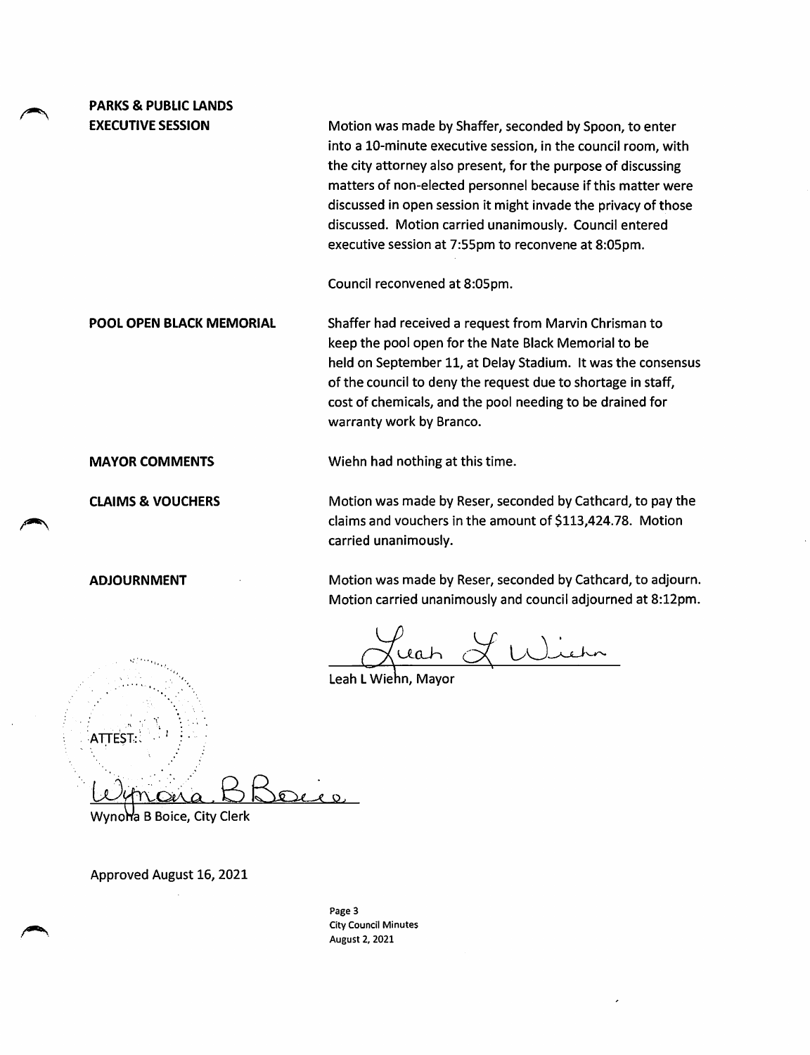**PARKS & PUBLIC LANDS**

**EXECUTIVE SESSION**

Motion was made by Shaffer, seconded by Spoon, to enter into a 10-minute executive session, in the council room, with the city attorney also present, for the purpose of discussing matters of non-elected personnel because if this matter were discussed in open session it might invade the privacy of those discussed. Motion carried unanimously. Council entered executive session at 7:55pm to reconvene at 8:05pm.

Council reconvened at 8:05pm.

**POOL OPEN BLACK MEMORIAL**

Shaffer had received a request from Marvin Chrisman to keep the pool open for the Nate Black Memorial to be held on September 11, at Delay Stadium. It was the consensus of the council to deny the request due to shortage in staff, cost of chemicals, and the pool needing to be drained for warranty work by Branco.

**MAYOR COMMENTS**

Wiehn had nothing at this time.

**CLAIMS & VOUCHERS**

Motion was made by Reser, seconded by Cathcard, to pay the claims and vouchers in the amount of $113,424.78. Motion carried unanimously.

**ADJOURNMENT**

Motion was made by Reser, seconded by Cathcard, to adjourn. Motion carried unanimously and council adjourned at 8:12pm.

Leah L Wiehn, Mayor

ATTEST:

Wynona B Boice, City Clerk

Approved August 16, 2021